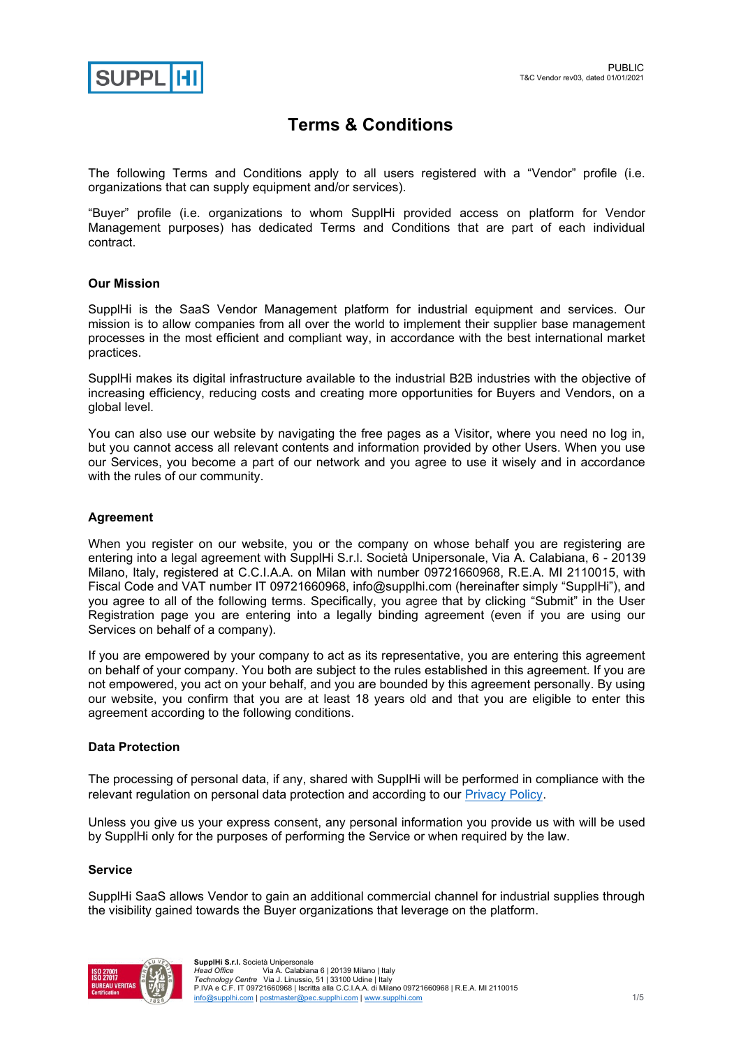# Terms & Conditions

The following Terms and Conditions apply to all users registered with a "Vendor" profile (i.e. organizations that can supply equipment and/or services).

"Buyer" profile (i.e. organizations to whom SupplHi provided access on platform for Vendor Management purposes) has dedicated Terms and Conditions that are part of each individual contract.

### Our Mission

SupplHi is the SaaS Vendor Management platform for industrial equipment and services. Our mission is to allow companies from all over the world to implement their supplier base management processes in the most efficient and compliant way, in accordance with the best international market practices.

SupplHi makes its digital infrastructure available to the industrial B2B industries with the objective of increasing efficiency, reducing costs and creating more opportunities for Buyers and Vendors, on a global level.

You can also use our website by navigating the free pages as a Visitor, where you need no log in, but you cannot access all relevant contents and information provided by other Users. When you use our Services, you become a part of our network and you agree to use it wisely and in accordance with the rules of our community.

### Agreement

When you register on our website, you or the company on whose behalf you are registering are entering into a legal agreement with SupplHi S.r.l. Società Unipersonale, Via A. Calabiana, 6 - 20139 Milano, Italy, registered at C.C.I.A.A. on Milan with number 09721660968, R.E.A. MI 2110015, with Fiscal Code and VAT number IT 09721660968, info@supplhi.com (hereinafter simply "SupplHi"), and you agree to all of the following terms. Specifically, you agree that by clicking "Submit" in the User Registration page you are entering into a legally binding agreement (even if you are using our Services on behalf of a company).

If you are empowered by your company to act as its representative, you are entering this agreement on behalf of your company. You both are subject to the rules established in this agreement. If you are not empowered, you act on your behalf, and you are bounded by this agreement personally. By using our website, you confirm that you are at least 18 years old and that you are eligible to enter this agreement according to the following conditions.

### Data Protection

The processing of personal data, if any, shared with SupplHi will be performed in compliance with the relevant regulation on personal data protection and according to our Privacy Policy.

Unless you give us your express consent, any personal information you provide us with will be used by SupplHi only for the purposes of performing the Service or when required by the law.

### Service

SupplHi SaaS allows Vendor to gain an additional commercial channel for industrial supplies through the visibility gained towards the Buyer organizations that leverage on the platform.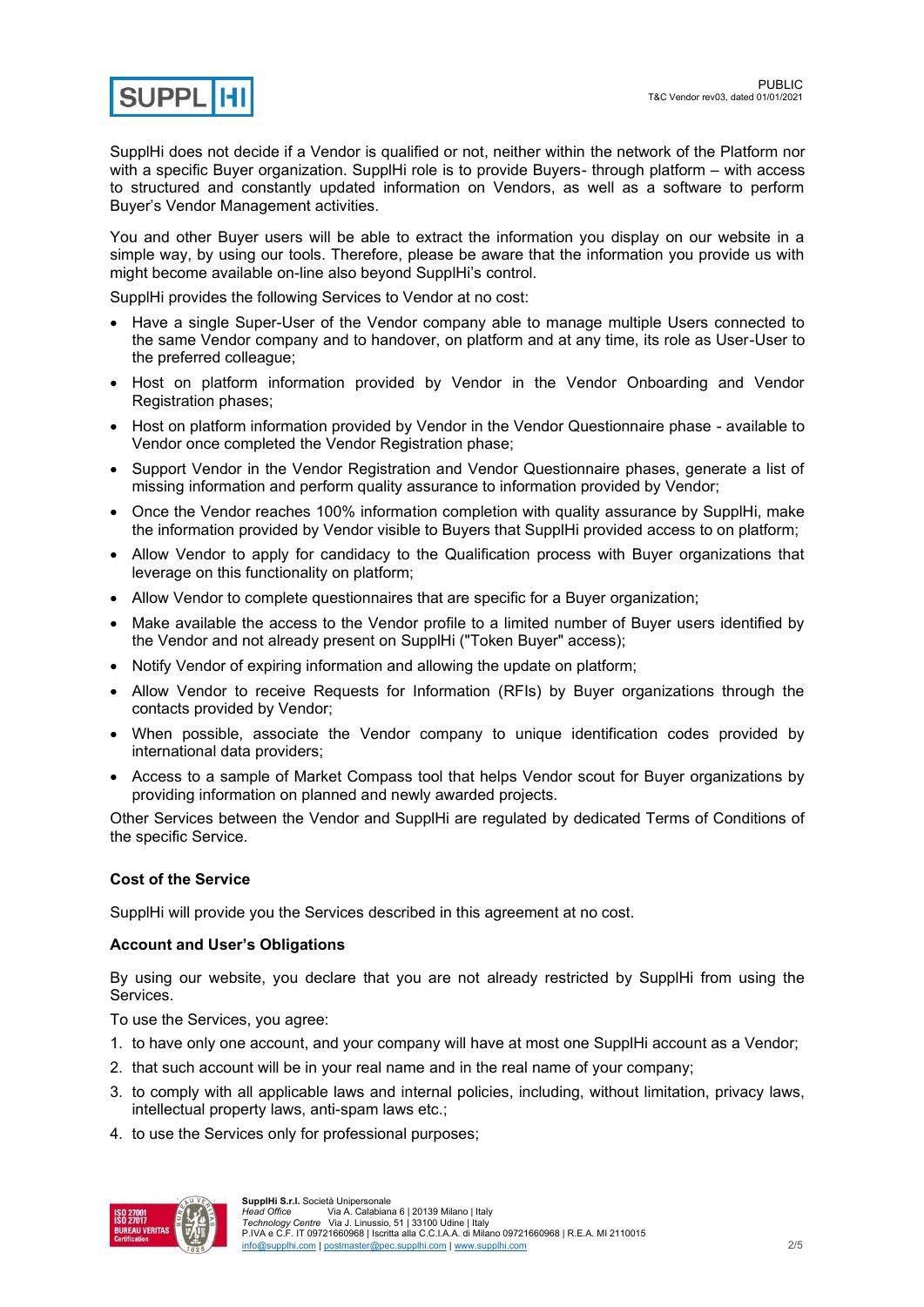SupplHi does not decide if a Vendor is qualified or not, neither within the network of the Platform nor with a specific Buyer organization. SupplHi role is to provide Buyers- through platform – with access to structured and constantly updated information on Vendors, as well as a software to perform Buyer's Vendor Management activities.

You and other Buyer users will be able to extract the information you display on our website in a simple way, by using our tools. Therefore, please be aware that the information you provide us with might become available on-line also beyond SupplHi's control.

SupplHi provides the following Services to Vendor at no cost:

- Have a single Super-User of the Vendor company able to manage multiple Users connected to the same Vendor company and to handover, on platform and at any time, its role as User-User to the preferred colleague;
- Host on platform information provided by Vendor in the Vendor Onboarding and Vendor Registration phases;
- Host on platform information provided by Vendor in the Vendor Questionnaire phase - available to Vendor once completed the Vendor Registration phase;
- Support Vendor in the Vendor Registration and Vendor Questionnaire phases, generate a list of missing information and perform quality assurance to information provided by Vendor;
- Once the Vendor reaches 100% information completion with quality assurance by SupplHi, make the information provided by Vendor visible to Buyers that SupplHi provided access to on platform;
- Allow Vendor to apply for candidacy to the Qualification process with Buyer organizations that leverage on this functionality on platform;
- Allow Vendor to complete questionnaires that are specific for a Buyer organization;
- Make available the access to the Vendor profile to a limited number of Buyer users identified by the Vendor and not already present on SupplHi ("Token Buyer" access);
- Notify Vendor of expiring information and allowing the update on platform;
- Allow Vendor to receive Requests for Information (RFIs) by Buyer organizations through the contacts provided by Vendor;
- When possible, associate the Vendor company to unique identification codes provided by international data providers;
- Access to a sample of Market Compass tool that helps Vendor scout for Buyer organizations by providing information on planned and newly awarded projects.

Other Services between the Vendor and SupplHi are regulated by dedicated Terms of Conditions of the specific Service.

**Cost of the Service**

SupplHi will provide you the Services described in this agreement at no cost.

**Account and User's Obligations**

By using our website, you declare that you are not already restricted by SupplHi from using the Services.

To use the Services, you agree:

1. to have only one account, and your company will have at most one SupplHi account as a Vendor;
2. that such account will be in your real name and in the real name of your company;
3. to comply with all applicable laws and internal policies, including, without limitation, privacy laws, intellectual property laws, anti-spam laws etc.;
4. to use the Services only for professional purposes;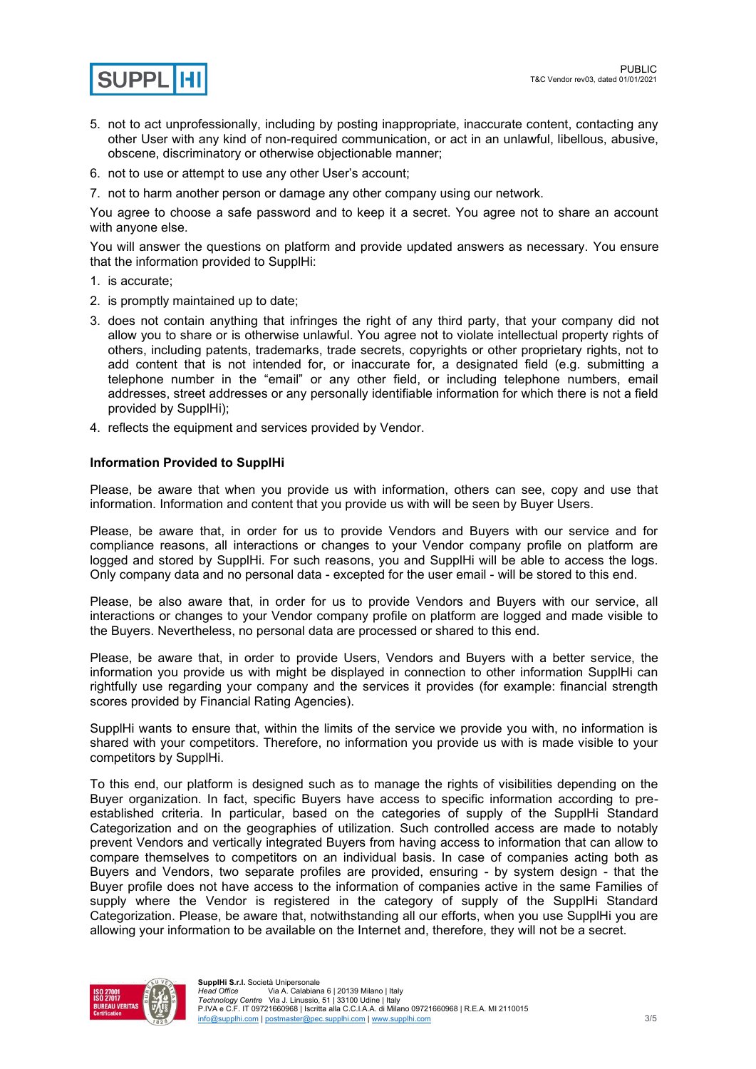5. not to act unprofessionally, including by posting inappropriate, inaccurate content, contacting any other User with any kind of non-required communication, or act in an unlawful, libellous, abusive, obscene, discriminatory or otherwise objectionable manner;
6. not to use or attempt to use any other User's account;
7. not to harm another person or damage any other company using our network.

You agree to choose a safe password and to keep it a secret. You agree not to share an account with anyone else.

You will answer the questions on platform and provide updated answers as necessary. You ensure that the information provided to SupplHi:

1. is accurate;
2. is promptly maintained up to date;
3. does not contain anything that infringes the right of any third party, that your company did not allow you to share or is otherwise unlawful. You agree not to violate intellectual property rights of others, including patents, trademarks, trade secrets, copyrights or other proprietary rights, not to add content that is not intended for, or inaccurate for, a designated field (e.g. submitting a telephone number in the "email" or any other field, or including telephone numbers, email addresses, street addresses or any personally identifiable information for which there is not a field provided by SupplHi);
4. reflects the equipment and services provided by Vendor.

**Information Provided to SupplHi**

Please, be aware that when you provide us with information, others can see, copy and use that information. Information and content that you provide us with will be seen by Buyer Users.

Please, be aware that, in order for us to provide Vendors and Buyers with our service and for compliance reasons, all interactions or changes to your Vendor company profile on platform are logged and stored by SupplHi. For such reasons, you and SupplHi will be able to access the logs. Only company data and no personal data - excepted for the user email - will be stored to this end.

Please, be also aware that, in order for us to provide Vendors and Buyers with our service, all interactions or changes to your Vendor company profile on platform are logged and made visible to the Buyers. Nevertheless, no personal data are processed or shared to this end.

Please, be aware that, in order to provide Users, Vendors and Buyers with a better service, the information you provide us with might be displayed in connection to other information SupplHi can rightfully use regarding your company and the services it provides (for example: financial strength scores provided by Financial Rating Agencies).

SupplHi wants to ensure that, within the limits of the service we provide you with, no information is shared with your competitors. Therefore, no information you provide us with is made visible to your competitors by SupplHi.

To this end, our platform is designed such as to manage the rights of visibilities depending on the Buyer organization. In fact, specific Buyers have access to specific information according to pre-established criteria. In particular, based on the categories of supply of the SupplHi Standard Categorization and on the geographies of utilization. Such controlled access are made to notably prevent Vendors and vertically integrated Buyers from having access to information that can allow to compare themselves to competitors on an individual basis. In case of companies acting both as Buyers and Vendors, two separate profiles are provided, ensuring - by system design - that the Buyer profile does not have access to the information of companies active in the same Families of supply where the Vendor is registered in the category of supply of the SupplHi Standard Categorization. Please, be aware that, notwithstanding all our efforts, when you use SupplHi you are allowing your information to be available on the Internet and, therefore, they will not be a secret.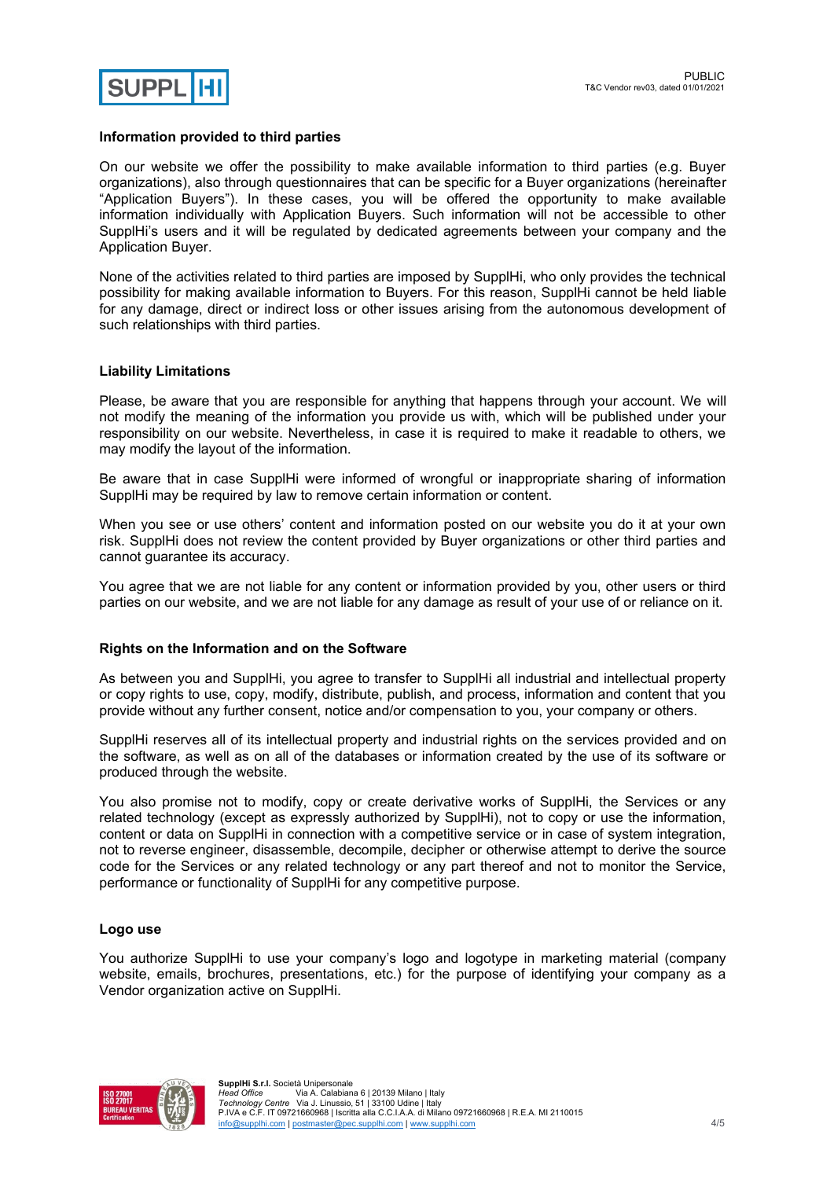### Information provided to third parties

On our website we offer the possibility to make available information to third parties (e.g. Buyer organizations), also through questionnaires that can be specific for a Buyer organizations (hereinafter "Application Buyers"). In these cases, you will be offered the opportunity to make available information individually with Application Buyers. Such information will not be accessible to other SupplHi's users and it will be regulated by dedicated agreements between your company and the Application Buyer.

None of the activities related to third parties are imposed by SupplHi, who only provides the technical possibility for making available information to Buyers. For this reason, SupplHi cannot be held liable for any damage, direct or indirect loss or other issues arising from the autonomous development of such relationships with third parties.

### Liability Limitations

Please, be aware that you are responsible for anything that happens through your account. We will not modify the meaning of the information you provide us with, which will be published under your responsibility on our website. Nevertheless, in case it is required to make it readable to others, we may modify the layout of the information.

Be aware that in case SupplHi were informed of wrongful or inappropriate sharing of information SupplHi may be required by law to remove certain information or content.

When you see or use others' content and information posted on our website you do it at your own risk. SupplHi does not review the content provided by Buyer organizations or other third parties and cannot guarantee its accuracy.

You agree that we are not liable for any content or information provided by you, other users or third parties on our website, and we are not liable for any damage as result of your use of or reliance on it.

### Rights on the Information and on the Software

As between you and SupplHi, you agree to transfer to SupplHi all industrial and intellectual property or copy rights to use, copy, modify, distribute, publish, and process, information and content that you provide without any further consent, notice and/or compensation to you, your company or others.

SupplHi reserves all of its intellectual property and industrial rights on the services provided and on the software, as well as on all of the databases or information created by the use of its software or produced through the website.

You also promise not to modify, copy or create derivative works of SupplHi, the Services or any related technology (except as expressly authorized by SupplHi), not to copy or use the information, content or data on SupplHi in connection with a competitive service or in case of system integration, not to reverse engineer, disassemble, decompile, decipher or otherwise attempt to derive the source code for the Services or any related technology or any part thereof and not to monitor the Service, performance or functionality of SupplHi for any competitive purpose.

### Logo use

You authorize SupplHi to use your company's logo and logotype in marketing material (company website, emails, brochures, presentations, etc.) for the purpose of identifying your company as a Vendor organization active on SupplHi.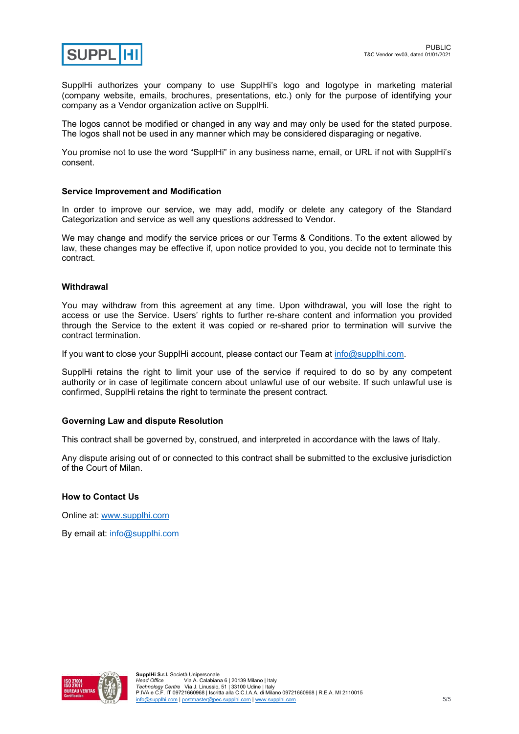SupplHi authorizes your company to use SupplHi's logo and logotype in marketing material (company website, emails, brochures, presentations, etc.) only for the purpose of identifying your company as a Vendor organization active on SupplHi.

The logos cannot be modified or changed in any way and may only be used for the stated purpose. The logos shall not be used in any manner which may be considered disparaging or negative.

You promise not to use the word "SupplHi" in any business name, email, or URL if not with SupplHi's consent.

**Service Improvement and Modification**

In order to improve our service, we may add, modify or delete any category of the Standard Categorization and service as well any questions addressed to Vendor.

We may change and modify the service prices or our Terms & Conditions. To the extent allowed by law, these changes may be effective if, upon notice provided to you, you decide not to terminate this contract.

**Withdrawal**

You may withdraw from this agreement at any time. Upon withdrawal, you will lose the right to access or use the Service. Users' rights to further re-share content and information you provided through the Service to the extent it was copied or re-shared prior to termination will survive the contract termination.

If you want to close your SupplHi account, please contact our Team at info@supplhi.com.

SupplHi retains the right to limit your use of the service if required to do so by any competent authority or in case of legitimate concern about unlawful use of our website. If such unlawful use is confirmed, SupplHi retains the right to terminate the present contract.

**Governing Law and dispute Resolution**

This contract shall be governed by, construed, and interpreted in accordance with the laws of Italy.

Any dispute arising out of or connected to this contract shall be submitted to the exclusive jurisdiction of the Court of Milan.

**How to Contact Us**

Online at: www.supplhi.com

By email at: info@supplhi.com